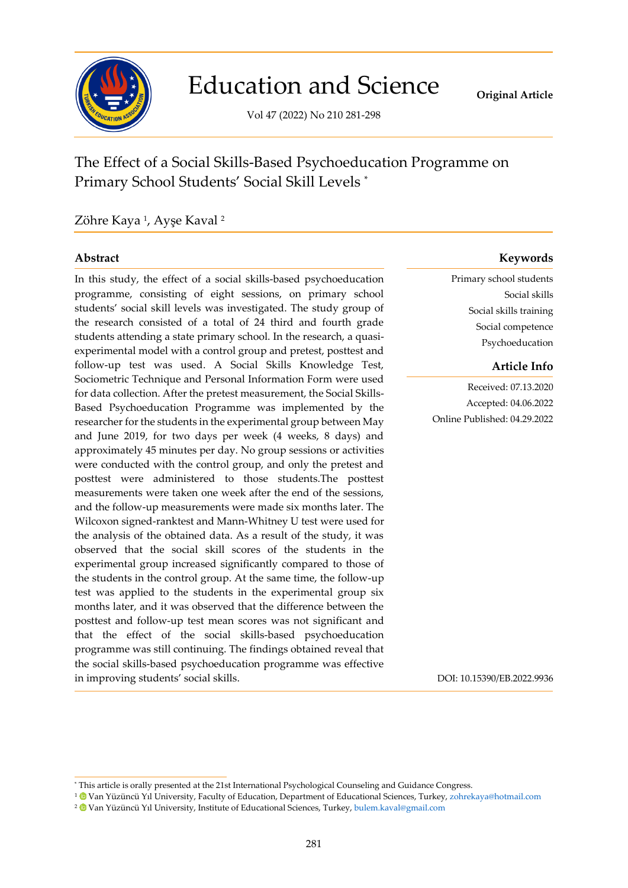Original Article

# The Effect of a Social Skills-Based Psychoeducation Programme on Primary School Students' Social Skill Levels [*]

Zöhre Kaya [1], Ayşe Kaval [2]

## Abstract

In this study, the effect of a social skills-based psychoeducation programme, consisting of eight sessions, on primary school students' social skill levels was investigated. The study group of the research consisted of a total of 24 third and fourth grade students attending a state primary school. In the research, a quasi-experimental model with a control group and pretest, posttest and follow-up test was used. A Social Skills Knowledge Test, Sociometric Technique and Personal Information Form were used for data collection. After the pretest measurement, the Social Skills-Based Psychoeducation Programme was implemented by the researcher for the students in the experimental group between May and June 2019, for two days per week (4 weeks, 8 days) and approximately 45 minutes per day. No group sessions or activities were conducted with the control group, and only the pretest and posttest were administered to those students.The posttest measurements were taken one week after the end of the sessions, and the follow-up measurements were made six months later. The Wilcoxon signed-ranktest and Mann-Whitney U test were used for the analysis of the obtained data. As a result of the study, it was observed that the social skill scores of the students in the experimental group increased significantly compared to those of the students in the control group. At the same time, the follow-up test was applied to the students in the experimental group six months later, and it was observed that the difference between the posttest and follow-up test mean scores was not significant and that the effect of the social skills-based psychoeducation programme was still continuing. The findings obtained reveal that the social skills-based psychoeducation programme was effective in improving students' social skills.

## Keywords

Primary school students
Social skills
Social skills training
Social competence
Psychoeducation

## Article Info

Received: 07.13.2020
Accepted: 04.06.2022
Online Published: 04.29.2022

DOI: 10.15390/EB.2022.9936

---

[*] This article is orally presented at the 21st International Psychological Counseling and Guidance Congress.

[1] Van Yüzüncü Yıl University, Faculty of Education, Department of Educational Sciences, Turkey, zohrekaya@hotmail.com

[2] Van Yüzüncü Yıl University, Institute of Educational Sciences, Turkey, bulem.kaval@gmail.com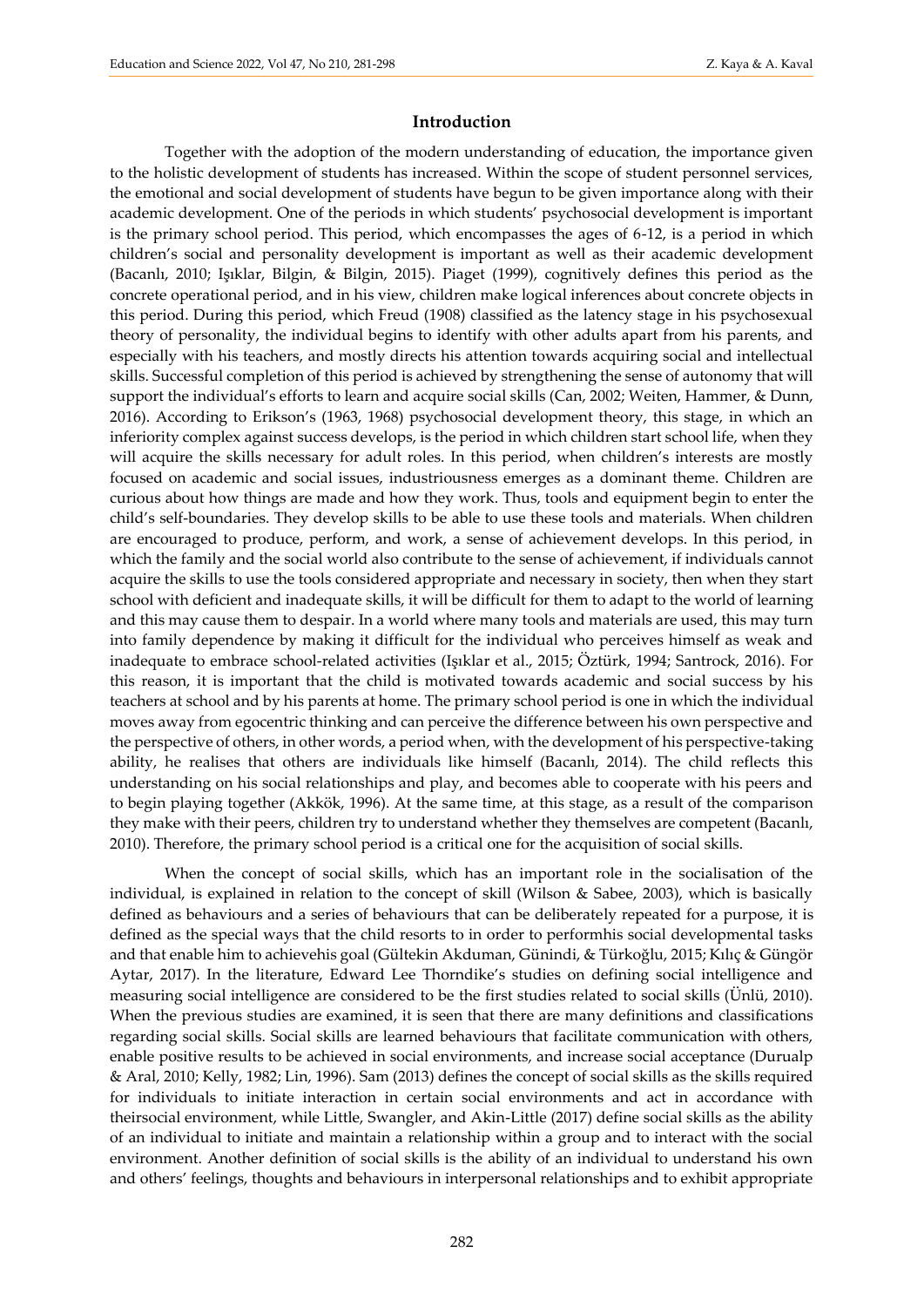## Introduction

Together with the adoption of the modern understanding of education, the importance given to the holistic development of students has increased. Within the scope of student personnel services, the emotional and social development of students have begun to be given importance along with their academic development. One of the periods in which students' psychosocial development is important is the primary school period. This period, which encompasses the ages of 6-12, is a period in which children's social and personality development is important as well as their academic development (Bacanlı, 2010; Işıklar, Bilgin, & Bilgin, 2015). Piaget (1999), cognitively defines this period as the concrete operational period, and in his view, children make logical inferences about concrete objects in this period. During this period, which Freud (1908) classified as the latency stage in his psychosexual theory of personality, the individual begins to identify with other adults apart from his parents, and especially with his teachers, and mostly directs his attention towards acquiring social and intellectual skills. Successful completion of this period is achieved by strengthening the sense of autonomy that will support the individual's efforts to learn and acquire social skills (Can, 2002; Weiten, Hammer, & Dunn, 2016). According to Erikson's (1963, 1968) psychosocial development theory, this stage, in which an inferiority complex against success develops, is the period in which children start school life, when they will acquire the skills necessary for adult roles. In this period, when children's interests are mostly focused on academic and social issues, industriousness emerges as a dominant theme. Children are curious about how things are made and how they work. Thus, tools and equipment begin to enter the child's self-boundaries. They develop skills to be able to use these tools and materials. When children are encouraged to produce, perform, and work, a sense of achievement develops. In this period, in which the family and the social world also contribute to the sense of achievement, if individuals cannot acquire the skills to use the tools considered appropriate and necessary in society, then when they start school with deficient and inadequate skills, it will be difficult for them to adapt to the world of learning and this may cause them to despair. In a world where many tools and materials are used, this may turn into family dependence by making it difficult for the individual who perceives himself as weak and inadequate to embrace school-related activities (Işıklar et al., 2015; Öztürk, 1994; Santrock, 2016). For this reason, it is important that the child is motivated towards academic and social success by his teachers at school and by his parents at home. The primary school period is one in which the individual moves away from egocentric thinking and can perceive the difference between his own perspective and the perspective of others, in other words, a period when, with the development of his perspective-taking ability, he realises that others are individuals like himself (Bacanlı, 2014). The child reflects this understanding on his social relationships and play, and becomes able to cooperate with his peers and to begin playing together (Akkök, 1996). At the same time, at this stage, as a result of the comparison they make with their peers, children try to understand whether they themselves are competent (Bacanlı, 2010). Therefore, the primary school period is a critical one for the acquisition of social skills.

When the concept of social skills, which has an important role in the socialisation of the individual, is explained in relation to the concept of skill (Wilson & Sabee, 2003), which is basically defined as behaviours and a series of behaviours that can be deliberately repeated for a purpose, it is defined as the special ways that the child resorts to in order to performhis social developmental tasks and that enable him to achievehis goal (Gültekin Akduman, Günindi, & Türkoğlu, 2015; Kılıç & Güngör Aytar, 2017). In the literature, Edward Lee Thorndike's studies on defining social intelligence and measuring social intelligence are considered to be the first studies related to social skills (Ünlü, 2010). When the previous studies are examined, it is seen that there are many definitions and classifications regarding social skills. Social skills are learned behaviours that facilitate communication with others, enable positive results to be achieved in social environments, and increase social acceptance (Durualp & Aral, 2010; Kelly, 1982; Lin, 1996). Sam (2013) defines the concept of social skills as the skills required for individuals to initiate interaction in certain social environments and act in accordance with theirsocial environment, while Little, Swangler, and Akin-Little (2017) define social skills as the ability of an individual to initiate and maintain a relationship within a group and to interact with the social environment. Another definition of social skills is the ability of an individual to understand his own and others' feelings, thoughts and behaviours in interpersonal relationships and to exhibit appropriate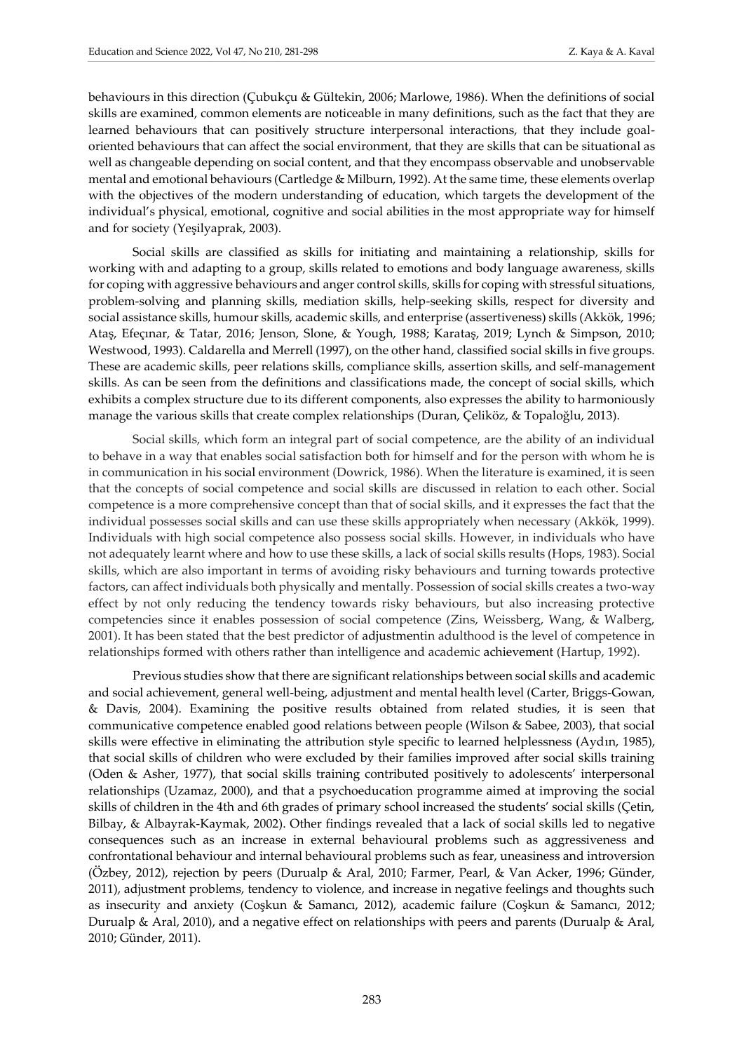behaviours in this direction (Çubukçu & Gültekin, 2006; Marlowe, 1986). When the definitions of social skills are examined, common elements are noticeable in many definitions, such as the fact that they are learned behaviours that can positively structure interpersonal interactions, that they include goal-oriented behaviours that can affect the social environment, that they are skills that can be situational as well as changeable depending on social content, and that they encompass observable and unobservable mental and emotional behaviours (Cartledge & Milburn, 1992). At the same time, these elements overlap with the objectives of the modern understanding of education, which targets the development of the individual's physical, emotional, cognitive and social abilities in the most appropriate way for himself and for society (Yeşilyaprak, 2003).

Social skills are classified as skills for initiating and maintaining a relationship, skills for working with and adapting to a group, skills related to emotions and body language awareness, skills for coping with aggressive behaviours and anger control skills, skills for coping with stressful situations, problem-solving and planning skills, mediation skills, help-seeking skills, respect for diversity and social assistance skills, humour skills, academic skills, and enterprise (assertiveness) skills (Akkök, 1996; Ataş, Efeçınar, & Tatar, 2016; Jenson, Slone, & Yough, 1988; Karataş, 2019; Lynch & Simpson, 2010; Westwood, 1993). Caldarella and Merrell (1997), on the other hand, classified social skills in five groups. These are academic skills, peer relations skills, compliance skills, assertion skills, and self-management skills. As can be seen from the definitions and classifications made, the concept of social skills, which exhibits a complex structure due to its different components, also expresses the ability to harmoniously manage the various skills that create complex relationships (Duran, Çeliköz, & Topaloğlu, 2013).

Social skills, which form an integral part of social competence, are the ability of an individual to behave in a way that enables social satisfaction both for himself and for the person with whom he is in communication in his social environment (Dowrick, 1986). When the literature is examined, it is seen that the concepts of social competence and social skills are discussed in relation to each other. Social competence is a more comprehensive concept than that of social skills, and it expresses the fact that the individual possesses social skills and can use these skills appropriately when necessary (Akkök, 1999). Individuals with high social competence also possess social skills. However, in individuals who have not adequately learnt where and how to use these skills, a lack of social skills results (Hops, 1983). Social skills, which are also important in terms of avoiding risky behaviours and turning towards protective factors, can affect individuals both physically and mentally. Possession of social skills creates a two-way effect by not only reducing the tendency towards risky behaviours, but also increasing protective competencies since it enables possession of social competence (Zins, Weissberg, Wang, & Walberg, 2001). It has been stated that the best predictor of adjustmentin adulthood is the level of competence in relationships formed with others rather than intelligence and academic achievement (Hartup, 1992).

Previous studies show that there are significant relationships between social skills and academic and social achievement, general well-being, adjustment and mental health level (Carter, Briggs-Gowan, & Davis, 2004). Examining the positive results obtained from related studies, it is seen that communicative competence enabled good relations between people (Wilson & Sabee, 2003), that social skills were effective in eliminating the attribution style specific to learned helplessness (Aydın, 1985), that social skills of children who were excluded by their families improved after social skills training (Oden & Asher, 1977), that social skills training contributed positively to adolescents' interpersonal relationships (Uzamaz, 2000), and that a psychoeducation programme aimed at improving the social skills of children in the 4th and 6th grades of primary school increased the students' social skills (Çetin, Bilbay, & Albayrak-Kaymak, 2002). Other findings revealed that a lack of social skills led to negative consequences such as an increase in external behavioural problems such as aggressiveness and confrontational behaviour and internal behavioural problems such as fear, uneasiness and introversion (Özbey, 2012), rejection by peers (Durualp & Aral, 2010; Farmer, Pearl, & Van Acker, 1996; Günder, 2011), adjustment problems, tendency to violence, and increase in negative feelings and thoughts such as insecurity and anxiety (Coşkun & Samancı, 2012), academic failure (Coşkun & Samancı, 2012; Durualp & Aral, 2010), and a negative effect on relationships with peers and parents (Durualp & Aral, 2010; Günder, 2011).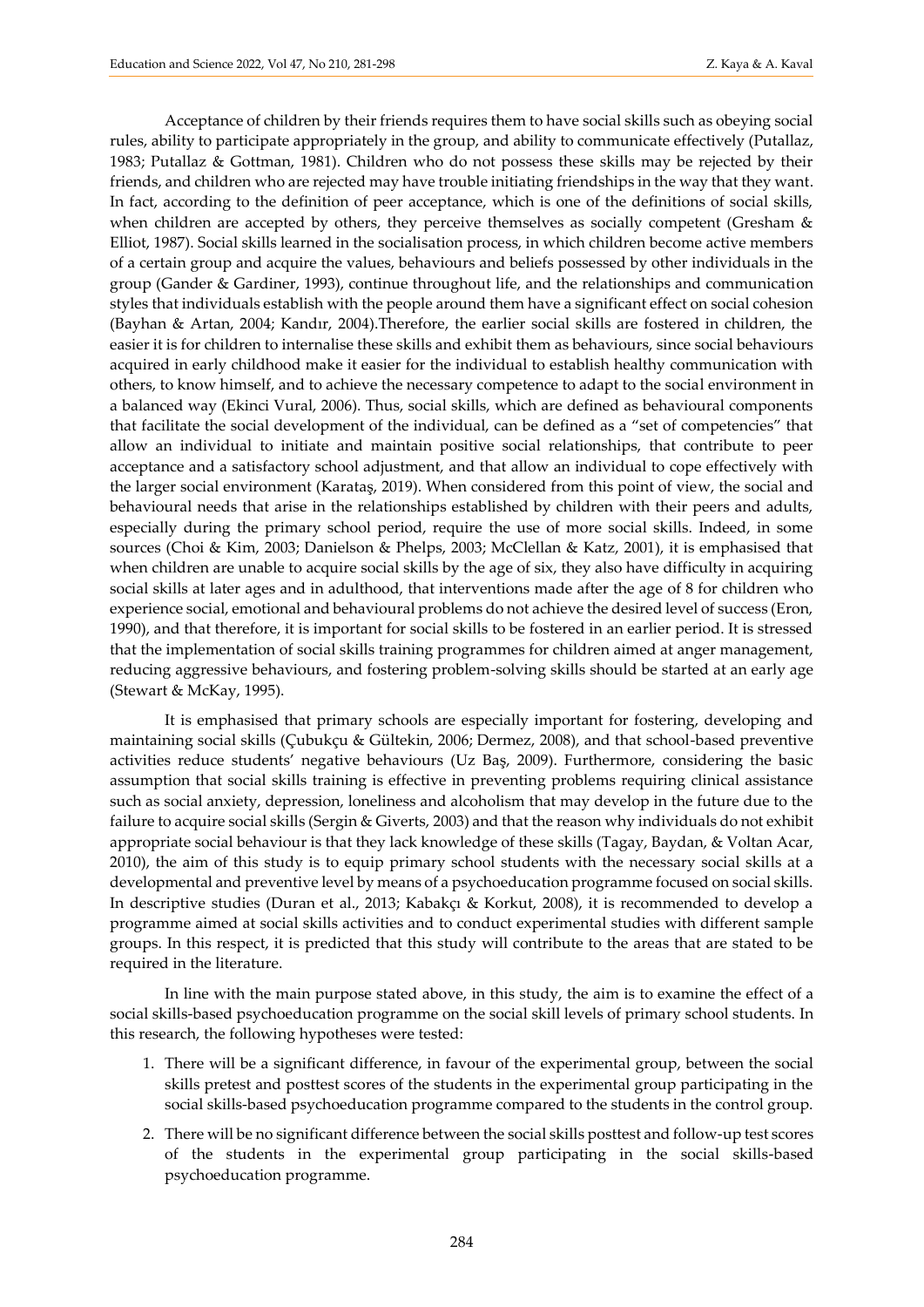Acceptance of children by their friends requires them to have social skills such as obeying social rules, ability to participate appropriately in the group, and ability to communicate effectively (Putallaz, 1983; Putallaz & Gottman, 1981). Children who do not possess these skills may be rejected by their friends, and children who are rejected may have trouble initiating friendships in the way that they want. In fact, according to the definition of peer acceptance, which is one of the definitions of social skills, when children are accepted by others, they perceive themselves as socially competent (Gresham & Elliot, 1987). Social skills learned in the socialisation process, in which children become active members of a certain group and acquire the values, behaviours and beliefs possessed by other individuals in the group (Gander & Gardiner, 1993), continue throughout life, and the relationships and communication styles that individuals establish with the people around them have a significant effect on social cohesion (Bayhan & Artan, 2004; Kandır, 2004).Therefore, the earlier social skills are fostered in children, the easier it is for children to internalise these skills and exhibit them as behaviours, since social behaviours acquired in early childhood make it easier for the individual to establish healthy communication with others, to know himself, and to achieve the necessary competence to adapt to the social environment in a balanced way (Ekinci Vural, 2006). Thus, social skills, which are defined as behavioural components that facilitate the social development of the individual, can be defined as a "set of competencies" that allow an individual to initiate and maintain positive social relationships, that contribute to peer acceptance and a satisfactory school adjustment, and that allow an individual to cope effectively with the larger social environment (Karataş, 2019). When considered from this point of view, the social and behavioural needs that arise in the relationships established by children with their peers and adults, especially during the primary school period, require the use of more social skills. Indeed, in some sources (Choi & Kim, 2003; Danielson & Phelps, 2003; McClellan & Katz, 2001), it is emphasised that when children are unable to acquire social skills by the age of six, they also have difficulty in acquiring social skills at later ages and in adulthood, that interventions made after the age of 8 for children who experience social, emotional and behavioural problems do not achieve the desired level of success (Eron, 1990), and that therefore, it is important for social skills to be fostered in an earlier period. It is stressed that the implementation of social skills training programmes for children aimed at anger management, reducing aggressive behaviours, and fostering problem-solving skills should be started at an early age (Stewart & McKay, 1995).

It is emphasised that primary schools are especially important for fostering, developing and maintaining social skills (Çubukçu & Gültekin, 2006; Dermez, 2008), and that school-based preventive activities reduce students' negative behaviours (Uz Baş, 2009). Furthermore, considering the basic assumption that social skills training is effective in preventing problems requiring clinical assistance such as social anxiety, depression, loneliness and alcoholism that may develop in the future due to the failure to acquire social skills (Sergin & Giverts, 2003) and that the reason why individuals do not exhibit appropriate social behaviour is that they lack knowledge of these skills (Tagay, Baydan, & Voltan Acar, 2010), the aim of this study is to equip primary school students with the necessary social skills at a developmental and preventive level by means of a psychoeducation programme focused on social skills. In descriptive studies (Duran et al., 2013; Kabakçı & Korkut, 2008), it is recommended to develop a programme aimed at social skills activities and to conduct experimental studies with different sample groups. In this respect, it is predicted that this study will contribute to the areas that are stated to be required in the literature.

In line with the main purpose stated above, in this study, the aim is to examine the effect of a social skills-based psychoeducation programme on the social skill levels of primary school students. In this research, the following hypotheses were tested:

1. There will be a significant difference, in favour of the experimental group, between the social skills pretest and posttest scores of the students in the experimental group participating in the social skills-based psychoeducation programme compared to the students in the control group.
2. There will be no significant difference between the social skills posttest and follow-up test scores of the students in the experimental group participating in the social skills-based psychoeducation programme.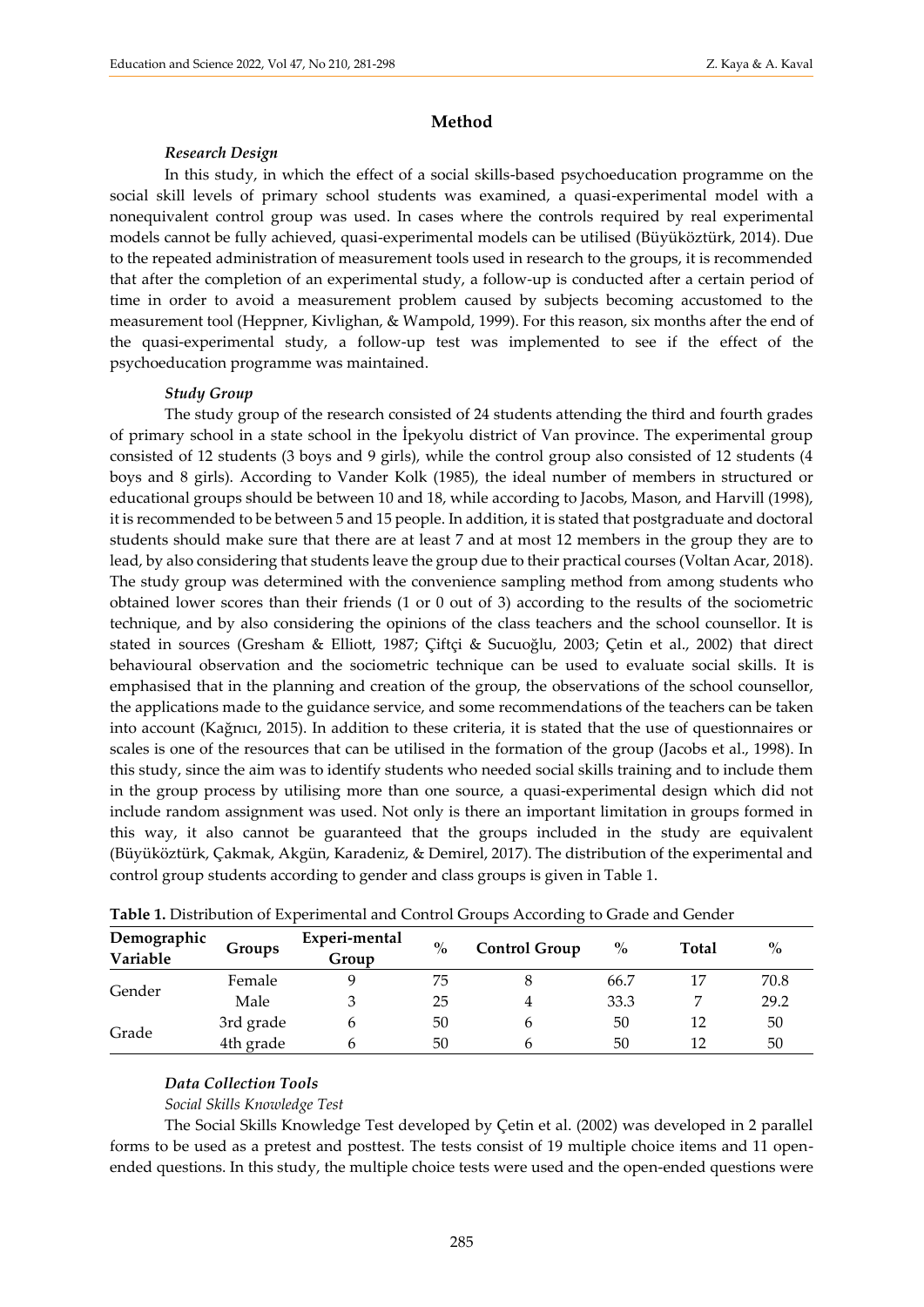## Method

### *Research Design*

In this study, in which the effect of a social skills-based psychoeducation programme on the social skill levels of primary school students was examined, a quasi-experimental model with a nonequivalent control group was used. In cases where the controls required by real experimental models cannot be fully achieved, quasi-experimental models can be utilised (Büyüköztürk, 2014). Due to the repeated administration of measurement tools used in research to the groups, it is recommended that after the completion of an experimental study, a follow-up is conducted after a certain period of time in order to avoid a measurement problem caused by subjects becoming accustomed to the measurement tool (Heppner, Kivlighan, & Wampold, 1999). For this reason, six months after the end of the quasi-experimental study, a follow-up test was implemented to see if the effect of the psychoeducation programme was maintained.

### *Study Group*

The study group of the research consisted of 24 students attending the third and fourth grades of primary school in a state school in the İpekyolu district of Van province. The experimental group consisted of 12 students (3 boys and 9 girls), while the control group also consisted of 12 students (4 boys and 8 girls). According to Vander Kolk (1985), the ideal number of members in structured or educational groups should be between 10 and 18, while according to Jacobs, Mason, and Harvill (1998), it is recommended to be between 5 and 15 people. In addition, it is stated that postgraduate and doctoral students should make sure that there are at least 7 and at most 12 members in the group they are to lead, by also considering that students leave the group due to their practical courses (Voltan Acar, 2018). The study group was determined with the convenience sampling method from among students who obtained lower scores than their friends (1 or 0 out of 3) according to the results of the sociometric technique, and by also considering the opinions of the class teachers and the school counsellor. It is stated in sources (Gresham & Elliott, 1987; Çiftçi & Sucuoğlu, 2003; Çetin et al., 2002) that direct behavioural observation and the sociometric technique can be used to evaluate social skills. It is emphasised that in the planning and creation of the group, the observations of the school counsellor, the applications made to the guidance service, and some recommendations of the teachers can be taken into account (Kağnıcı, 2015). In addition to these criteria, it is stated that the use of questionnaires or scales is one of the resources that can be utilised in the formation of the group (Jacobs et al., 1998). In this study, since the aim was to identify students who needed social skills training and to include them in the group process by utilising more than one source, a quasi-experimental design which did not include random assignment was used. Not only is there an important limitation in groups formed in this way, it also cannot be guaranteed that the groups included in the study are equivalent (Büyüköztürk, Çakmak, Akgün, Karadeniz, & Demirel, 2017). The distribution of the experimental and control group students according to gender and class groups is given in Table 1.

**Table 1.** Distribution of Experimental and Control Groups According to Grade and Gender

| Demographic Variable | Groups | Experi-mental Group | % | Control Group | % | Total | % |
|---|---|---|---|---|---|---|---|
| Gender | Female | 9 | 75 | 8 | 66.7 | 17 | 70.8 |
| | Male | 3 | 25 | 4 | 33.3 | 7 | 29.2 |
| Grade | 3rd grade | 6 | 50 | 6 | 50 | 12 | 50 |
| | 4th grade | 6 | 50 | 6 | 50 | 12 | 50 |

### *Data Collection Tools*

*Social Skills Knowledge Test*

The Social Skills Knowledge Test developed by Çetin et al. (2002) was developed in 2 parallel forms to be used as a pretest and posttest. The tests consist of 19 multiple choice items and 11 open-ended questions. In this study, the multiple choice tests were used and the open-ended questions were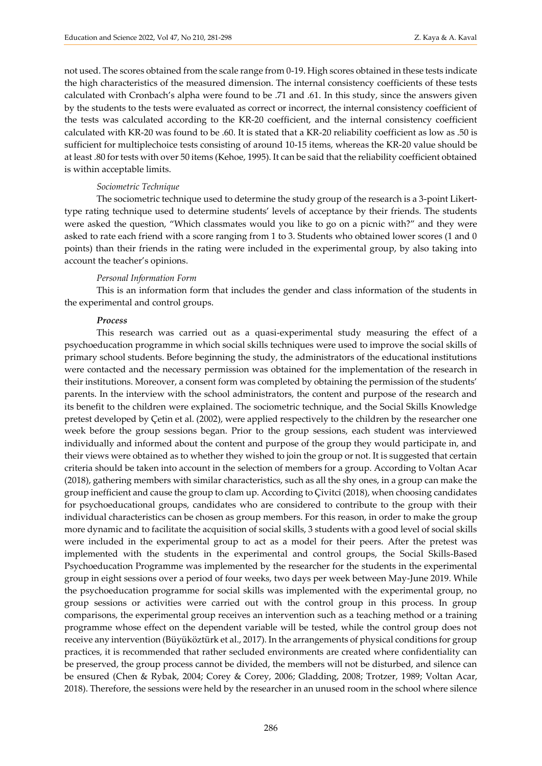not used. The scores obtained from the scale range from 0-19. High scores obtained in these tests indicate the high characteristics of the measured dimension. The internal consistency coefficients of these tests calculated with Cronbach's alpha were found to be .71 and .61. In this study, since the answers given by the students to the tests were evaluated as correct or incorrect, the internal consistency coefficient of the tests was calculated according to the KR-20 coefficient, and the internal consistency coefficient calculated with KR-20 was found to be .60. It is stated that a KR-20 reliability coefficient as low as .50 is sufficient for multiplechoice tests consisting of around 10-15 items, whereas the KR-20 value should be at least .80 for tests with over 50 items (Kehoe, 1995). It can be said that the reliability coefficient obtained is within acceptable limits.

*Sociometric Technique*

The sociometric technique used to determine the study group of the research is a 3-point Likert-type rating technique used to determine students' levels of acceptance by their friends. The students were asked the question, "Which classmates would you like to go on a picnic with?" and they were asked to rate each friend with a score ranging from 1 to 3. Students who obtained lower scores (1 and 0 points) than their friends in the rating were included in the experimental group, by also taking into account the teacher's opinions.

*Personal Information Form*

This is an information form that includes the gender and class information of the students in the experimental and control groups.

***Process***

This research was carried out as a quasi-experimental study measuring the effect of a psychoeducation programme in which social skills techniques were used to improve the social skills of primary school students. Before beginning the study, the administrators of the educational institutions were contacted and the necessary permission was obtained for the implementation of the research in their institutions. Moreover, a consent form was completed by obtaining the permission of the students' parents. In the interview with the school administrators, the content and purpose of the research and its benefit to the children were explained. The sociometric technique, and the Social Skills Knowledge pretest developed by Çetin et al. (2002), were applied respectively to the children by the researcher one week before the group sessions began. Prior to the group sessions, each student was interviewed individually and informed about the content and purpose of the group they would participate in, and their views were obtained as to whether they wished to join the group or not. It is suggested that certain criteria should be taken into account in the selection of members for a group. According to Voltan Acar (2018), gathering members with similar characteristics, such as all the shy ones, in a group can make the group inefficient and cause the group to clam up. According to Çivitci (2018), when choosing candidates for psychoeducational groups, candidates who are considered to contribute to the group with their individual characteristics can be chosen as group members. For this reason, in order to make the group more dynamic and to facilitate the acquisition of social skills, 3 students with a good level of social skills were included in the experimental group to act as a model for their peers. After the pretest was implemented with the students in the experimental and control groups, the Social Skills-Based Psychoeducation Programme was implemented by the researcher for the students in the experimental group in eight sessions over a period of four weeks, two days per week between May-June 2019. While the psychoeducation programme for social skills was implemented with the experimental group, no group sessions or activities were carried out with the control group in this process. In group comparisons, the experimental group receives an intervention such as a teaching method or a training programme whose effect on the dependent variable will be tested, while the control group does not receive any intervention (Büyüköztürk et al., 2017). In the arrangements of physical conditions for group practices, it is recommended that rather secluded environments are created where confidentiality can be preserved, the group process cannot be divided, the members will not be disturbed, and silence can be ensured (Chen & Rybak, 2004; Corey & Corey, 2006; Gladding, 2008; Trotzer, 1989; Voltan Acar, 2018). Therefore, the sessions were held by the researcher in an unused room in the school where silence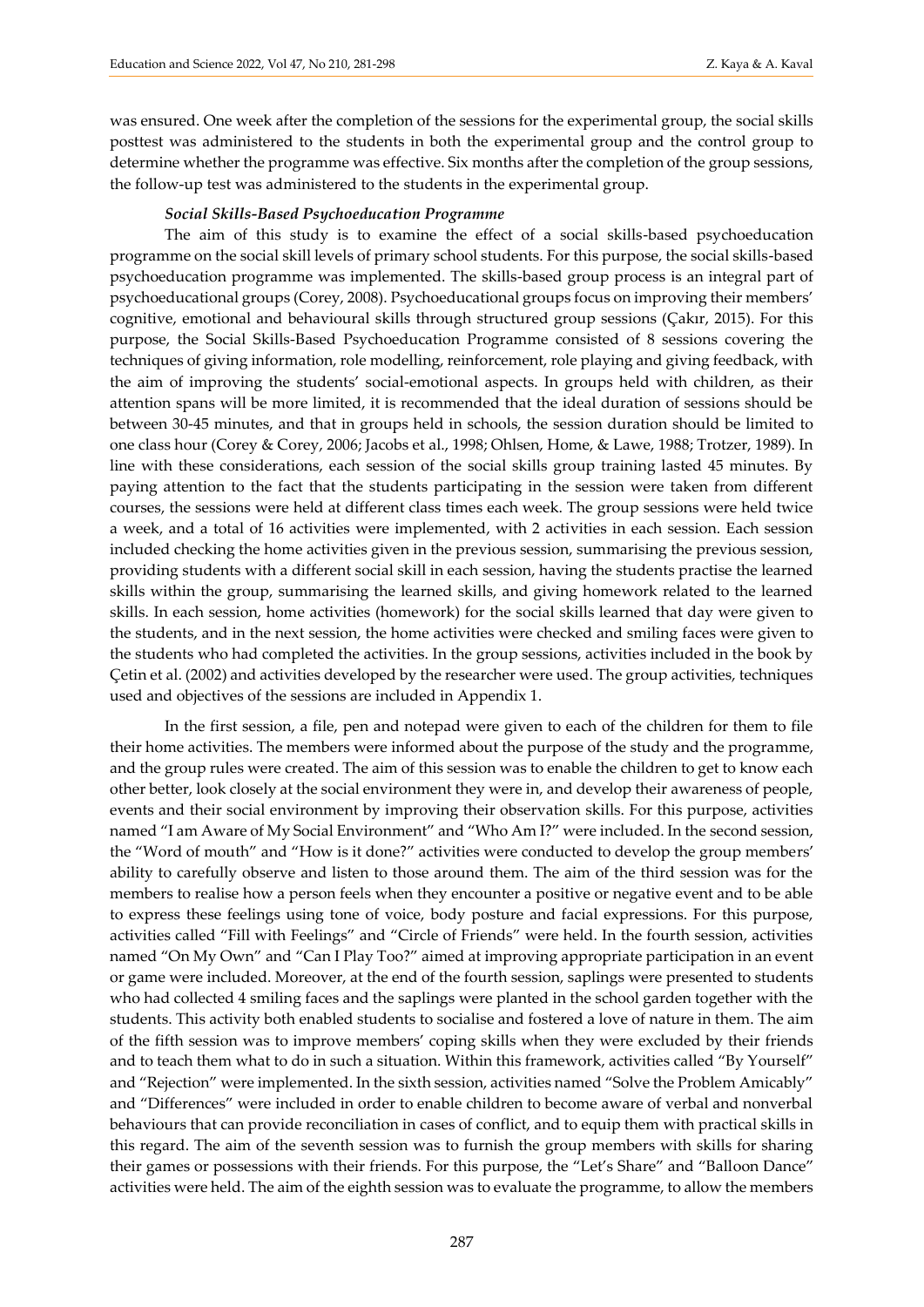was ensured. One week after the completion of the sessions for the experimental group, the social skills posttest was administered to the students in both the experimental group and the control group to determine whether the programme was effective. Six months after the completion of the group sessions, the follow-up test was administered to the students in the experimental group.

***Social Skills-Based Psychoeducation Programme***

The aim of this study is to examine the effect of a social skills-based psychoeducation programme on the social skill levels of primary school students. For this purpose, the social skills-based psychoeducational programme was implemented. The skills-based group process is an integral part of psychoeducational groups (Corey, 2008). Psychoeducational groups focus on improving their members' cognitive, emotional and behavioural skills through structured group sessions (Çakır, 2015). For this purpose, the Social Skills-Based Psychoeducation Programme consisted of 8 sessions covering the techniques of giving information, role modelling, reinforcement, role playing and giving feedback, with the aim of improving the students' social-emotional aspects. In groups held with children, as their attention spans will be more limited, it is recommended that the ideal duration of sessions should be between 30-45 minutes, and that in groups held in schools, the session duration should be limited to one class hour (Corey & Corey, 2006; Jacobs et al., 1998; Ohlsen, Home, & Lawe, 1988; Trotzer, 1989). In line with these considerations, each session of the social skills group training lasted 45 minutes. By paying attention to the fact that the students participating in the session were taken from different courses, the sessions were held at different class times each week. The group sessions were held twice a week, and a total of 16 activities were implemented, with 2 activities in each session. Each session included checking the home activities given in the previous session, summarising the previous session, providing students with a different social skill in each session, having the students practise the learned skills within the group, summarising the learned skills, and giving homework related to the learned skills. In each session, home activities (homework) for the social skills learned that day were given to the students, and in the next session, the home activities were checked and smiling faces were given to the students who had completed the activities. In the group sessions, activities included in the book by Çetin et al. (2002) and activities developed by the researcher were used. The group activities, techniques used and objectives of the sessions are included in Appendix 1.

In the first session, a file, pen and notepad were given to each of the children for them to file their home activities. The members were informed about the purpose of the study and the programme, and the group rules were created. The aim of this session was to enable the children to get to know each other better, look closely at the social environment they were in, and develop their awareness of people, events and their social environment by improving their observation skills. For this purpose, activities named "I am Aware of My Social Environment" and "Who Am I?" were included. In the second session, the "Word of mouth" and "How is it done?" activities were conducted to develop the group members' ability to carefully observe and listen to those around them. The aim of the third session was for the members to realise how a person feels when they encounter a positive or negative event and to be able to express these feelings using tone of voice, body posture and facial expressions. For this purpose, activities called "Fill with Feelings" and "Circle of Friends" were held. In the fourth session, activities named "On My Own" and "Can I Play Too?" aimed at improving appropriate participation in an event or game were included. Moreover, at the end of the fourth session, saplings were presented to students who had collected 4 smiling faces and the saplings were planted in the school garden together with the students. This activity both enabled students to socialise and fostered a love of nature in them. The aim of the fifth session was to improve members' coping skills when they were excluded by their friends and to teach them what to do in such a situation. Within this framework, activities called "By Yourself" and "Rejection" were implemented. In the sixth session, activities named "Solve the Problem Amicably" and "Differences" were included in order to enable children to become aware of verbal and nonverbal behaviours that can provide reconciliation in cases of conflict, and to equip them with practical skills in this regard. The aim of the seventh session was to furnish the group members with skills for sharing their games or possessions with their friends. For this purpose, the "Let's Share" and "Balloon Dance" activities were held. The aim of the eighth session was to evaluate the programme, to allow the members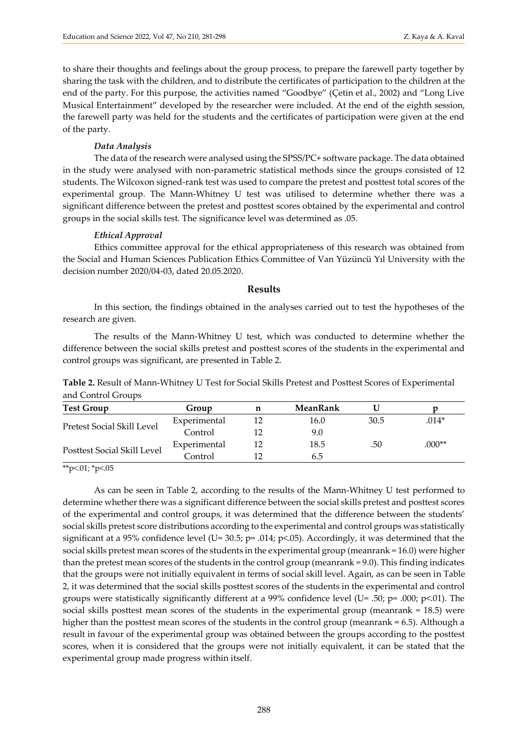to share their thoughts and feelings about the group process, to prepare the farewell party together by sharing the task with the children, and to distribute the certificates of participation to the children at the end of the party. For this purpose, the activities named "Goodbye" (Çetin et al., 2002) and "Long Live Musical Entertainment" developed by the researcher were included. At the end of the eighth session, the farewell party was held for the students and the certificates of participation were given at the end of the party.

#### *Data Analysis*

The data of the research were analysed using the SPSS/PC+ software package. The data obtained in the study were analysed with non-parametric statistical methods since the groups consisted of 12 students. The Wilcoxon signed-rank test was used to compare the pretest and posttest total scores of the experimental group. The Mann-Whitney U test was utilised to determine whether there was a significant difference between the pretest and posttest scores obtained by the experimental and control groups in the social skills test. The significance level was determined as .05.

#### *Ethical Approval*

Ethics committee approval for the ethical appropriateness of this research was obtained from the Social and Human Sciences Publication Ethics Committee of Van Yüzüncü Yıl University with the decision number 2020/04-03, dated 20.05.2020.

## Results

In this section, the findings obtained in the analyses carried out to test the hypotheses of the research are given.

The results of the Mann-Whitney U test, which was conducted to determine whether the difference between the social skills pretest and posttest scores of the students in the experimental and control groups was significant, are presented in Table 2.

**Table 2.** Result of Mann-Whitney U Test for Social Skills Pretest and Posttest Scores of Experimental and Control Groups

| Test Group | Group | n | MeanRank | U | p |
|---|---|---|---|---|---|
| Pretest Social Skill Level | Experimental | 12 | 16.0 | 30.5 | .014* |
| | Control | 12 | 9.0 | | |
| Posttest Social Skill Level | Experimental | 12 | 18.5 | .50 | .000** |
| | Control | 12 | 6.5 | | |

**p<.01; *p<.05

As can be seen in Table 2, according to the results of the Mann-Whitney U test performed to determine whether there was a significant difference between the social skills pretest and posttest scores of the experimental and control groups, it was determined that the difference between the students' social skills pretest score distributions according to the experimental and control groups was statistically significant at a 95% confidence level (U= 30.5; p= .014; p<.05). Accordingly, it was determined that the social skills pretest mean scores of the students in the experimental group (meanrank = 16.0) were higher than the pretest mean scores of the students in the control group (meanrank = 9.0). This finding indicates that the groups were not initially equivalent in terms of social skill level. Again, as can be seen in Table 2, it was determined that the social skills posttest scores of the students in the experimental and control groups were statistically significantly different at a 99% confidence level (U= .50; p= .000; p<.01). The social skills posttest mean scores of the students in the experimental group (meanrank = 18.5) were higher than the posttest mean scores of the students in the control group (meanrank = 6.5). Although a result in favour of the experimental group was obtained between the groups according to the posttest scores, when it is considered that the groups were not initially equivalent, it can be stated that the experimental group made progress within itself.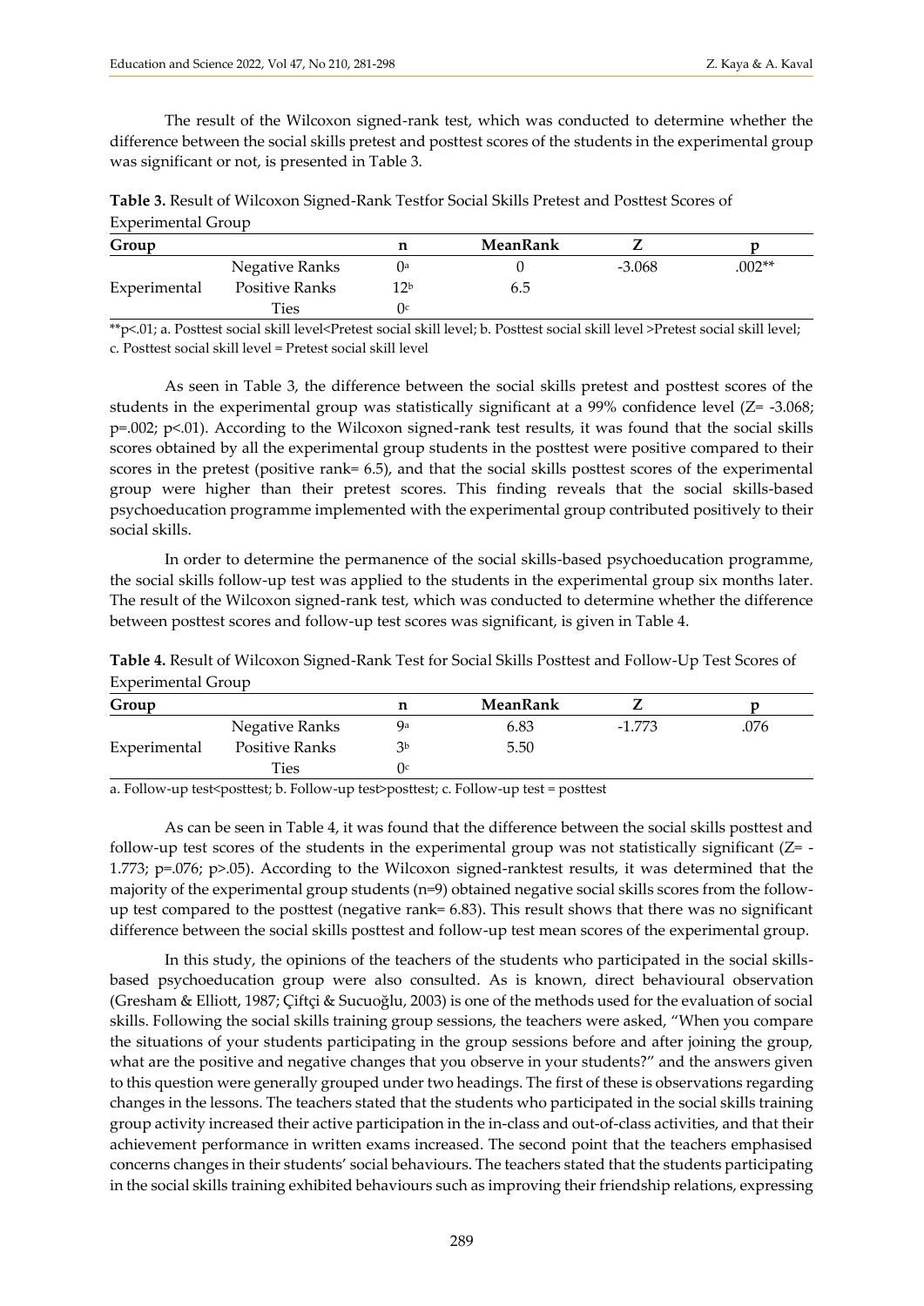The result of the Wilcoxon signed-rank test, which was conducted to determine whether the difference between the social skills pretest and posttest scores of the students in the experimental group was significant or not, is presented in Table 3.

**Table 3.** Result of Wilcoxon Signed-Rank Testfor Social Skills Pretest and Posttest Scores of Experimental Group

| Group | | n | MeanRank | Z | p |
|---|---|---|---|---|---|
| | Negative Ranks | 0[a] | 0 | -3.068 | .002** |
| Experimental | Positive Ranks | 12[b] | 6.5 | | |
| | Ties | 0[c] | | | |

**p<.01; a. Posttest social skill level<Pretest social skill level; b. Posttest social skill level >Pretest social skill level; c. Posttest social skill level = Pretest social skill level

As seen in Table 3, the difference between the social skills pretest and posttest scores of the students in the experimental group was statistically significant at a 99% confidence level ($Z= -3.068$; $p=.002$; $p<.01$). According to the Wilcoxon signed-rank test results, it was found that the social skills scores obtained by all the experimental group students in the posttest were positive compared to their scores in the pretest (positive rank= 6.5), and that the social skills posttest scores of the experimental group were higher than their pretest scores. This finding reveals that the social skills-based psychoeducation programme implemented with the experimental group contributed positively to their social skills.

In order to determine the permanence of the social skills-based psychoeducation programme, the social skills follow-up test was applied to the students in the experimental group six months later. The result of the Wilcoxon signed-rank test, which was conducted to determine whether the difference between posttest scores and follow-up test scores was significant, is given in Table 4.

**Table 4.** Result of Wilcoxon Signed-Rank Test for Social Skills Posttest and Follow-Up Test Scores of Experimental Group

| Group | | n | MeanRank | Z | p |
|---|---|---|---|---|---|
| | Negative Ranks | 9[a] | 6.83 | -1.773 | .076 |
| Experimental | Positive Ranks | 3[b] | 5.50 | | |
| | Ties | 0[c] | | | |

a. Follow-up test<posttest; b. Follow-up test>posttest; c. Follow-up test = posttest

As can be seen in Table 4, it was found that the difference between the social skills posttest and follow-up test scores of the students in the experimental group was not statistically significant ($Z= -1.773$; $p=.076$; $p>.05$). According to the Wilcoxon signed-ranktest results, it was determined that the majority of the experimental group students (n=9) obtained negative social skills scores from the follow-up test compared to the posttest (negative rank= 6.83). This result shows that there was no significant difference between the social skills posttest and follow-up test mean scores of the experimental group.

In this study, the opinions of the teachers of the students who participated in the social skills-based psychoeducation group were also consulted. As is known, direct behavioural observation (Gresham & Elliott, 1987; Çiftçi & Sucuoğlu, 2003) is one of the methods used for the evaluation of social skills. Following the social skills training group sessions, the teachers were asked, "When you compare the situations of your students participating in the group sessions before and after joining the group, what are the positive and negative changes that you observe in your students?" and the answers given to this question were generally grouped under two headings. The first of these is observations regarding changes in the lessons. The teachers stated that the students who participated in the social skills training group activity increased their active participation in the in-class and out-of-class activities, and that their achievement performance in written exams increased. The second point that the teachers emphasised concerns changes in their students' social behaviours. The teachers stated that the students participating in the social skills training exhibited behaviours such as improving their friendship relations, expressing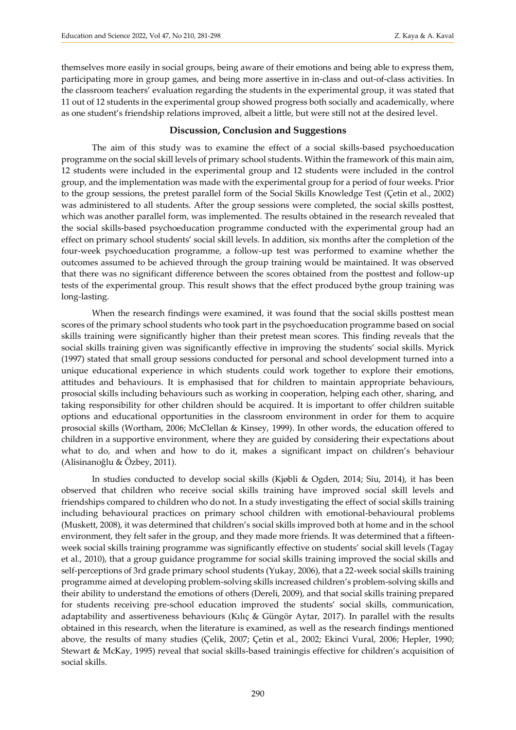themselves more easily in social groups, being aware of their emotions and being able to express them, participating more in group games, and being more assertive in in-class and out-of-class activities. In the classroom teachers' evaluation regarding the students in the experimental group, it was stated that 11 out of 12 students in the experimental group showed progress both socially and academically, where as one student's friendship relations improved, albeit a little, but were still not at the desired level.

## Discussion, Conclusion and Suggestions

The aim of this study was to examine the effect of a social skills-based psychoeducation programme on the social skill levels of primary school students. Within the framework of this main aim, 12 students were included in the experimental group and 12 students were included in the control group, and the implementation was made with the experimental group for a period of four weeks. Prior to the group sessions, the pretest parallel form of the Social Skills Knowledge Test (Çetin et al., 2002) was administered to all students. After the group sessions were completed, the social skills posttest, which was another parallel form, was implemented. The results obtained in the research revealed that the social skills-based psychoeducation programme conducted with the experimental group had an effect on primary school students' social skill levels. In addition, six months after the completion of the four-week psychoeducation programme, a follow-up test was performed to examine whether the outcomes assumed to be achieved through the group training would be maintained. It was observed that there was no significant difference between the scores obtained from the posttest and follow-up tests of the experimental group. This result shows that the effect produced bythe group training was long-lasting.

When the research findings were examined, it was found that the social skills posttest mean scores of the primary school students who took part in the psychoeducation programme based on social skills training were significantly higher than their pretest mean scores. This finding reveals that the social skills training given was significantly effective in improving the students' social skills. Myrick (1997) stated that small group sessions conducted for personal and school development turned into a unique educational experience in which students could work together to explore their emotions, attitudes and behaviours. It is emphasised that for children to maintain appropriate behaviours, prosocial skills including behaviours such as working in cooperation, helping each other, sharing, and taking responsibility for other children should be acquired. It is important to offer children suitable options and educational opportunities in the classroom environment in order for them to acquire prosocial skills (Wortham, 2006; McClellan & Kinsey, 1999). In other words, the education offered to children in a supportive environment, where they are guided by considering their expectations about what to do, and when and how to do it, makes a significant impact on children's behaviour (Alisinanoğlu & Özbey, 2011).

In studies conducted to develop social skills (Kjøbli & Ogden, 2014; Siu, 2014), it has been observed that children who receive social skills training have improved social skill levels and friendships compared to children who do not. In a study investigating the effect of social skills training including behavioural practices on primary school children with emotional-behavioural problems (Muskett, 2008), it was determined that children's social skills improved both at home and in the school environment, they felt safer in the group, and they made more friends. It was determined that a fifteen-week social skills training programme was significantly effective on students' social skill levels (Tagay et al., 2010), that a group guidance programme for social skills training improved the social skills and self-perceptions of 3rd grade primary school students (Yukay, 2006), that a 22-week social skills training programme aimed at developing problem-solving skills increased children's problem-solving skills and their ability to understand the emotions of others (Dereli, 2009), and that social skills training prepared for students receiving pre-school education improved the students' social skills, communication, adaptability and assertiveness behaviours (Kılıç & Güngör Aytar, 2017). In parallel with the results obtained in this research, when the literature is examined, as well as the research findings mentioned above, the results of many studies (Çelik, 2007; Çetin et al., 2002; Ekinci Vural, 2006; Hepler, 1990; Stewart & McKay, 1995) reveal that social skills-based trainingis effective for children's acquisition of social skills.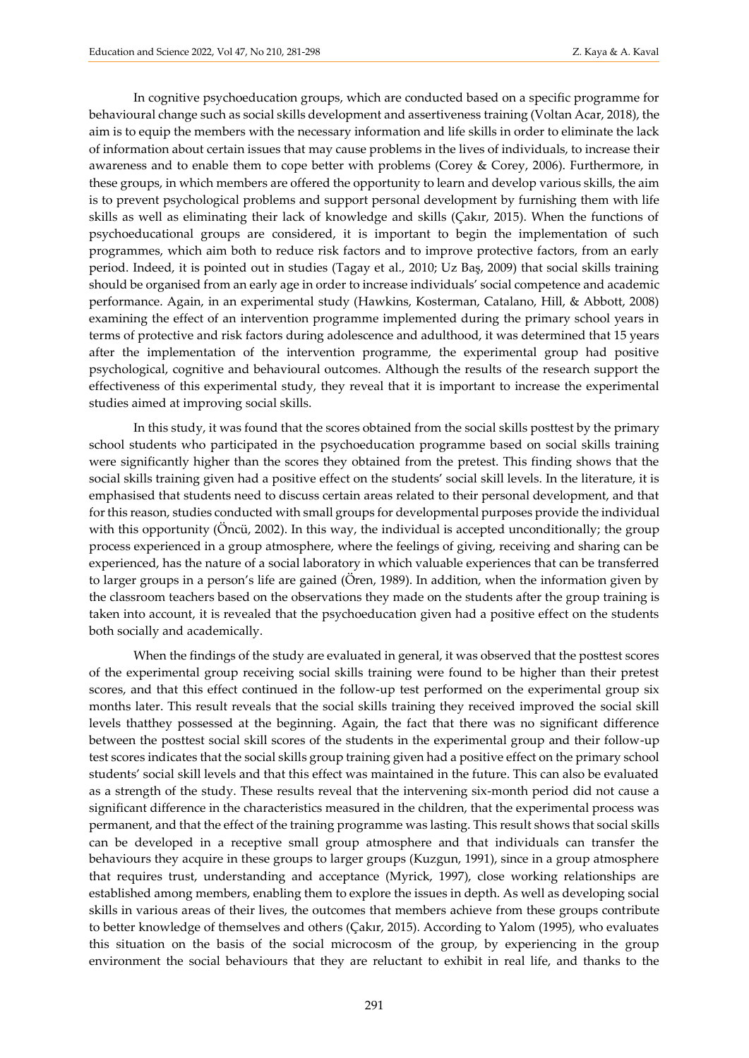In cognitive psychoeducation groups, which are conducted based on a specific programme for behavioural change such as social skills development and assertiveness training (Voltan Acar, 2018), the aim is to equip the members with the necessary information and life skills in order to eliminate the lack of information about certain issues that may cause problems in the lives of individuals, to increase their awareness and to enable them to cope better with problems (Corey & Corey, 2006). Furthermore, in these groups, in which members are offered the opportunity to learn and develop various skills, the aim is to prevent psychological problems and support personal development by furnishing them with life skills as well as eliminating their lack of knowledge and skills (Çakır, 2015). When the functions of psychoeducational groups are considered, it is important to begin the implementation of such programmes, which aim both to reduce risk factors and to improve protective factors, from an early period. Indeed, it is pointed out in studies (Tagay et al., 2010; Uz Baş, 2009) that social skills training should be organised from an early age in order to increase individuals' social competence and academic performance. Again, in an experimental study (Hawkins, Kosterman, Catalano, Hill, & Abbott, 2008) examining the effect of an intervention programme implemented during the primary school years in terms of protective and risk factors during adolescence and adulthood, it was determined that 15 years after the implementation of the intervention programme, the experimental group had positive psychological, cognitive and behavioural outcomes. Although the results of the research support the effectiveness of this experimental study, they reveal that it is important to increase the experimental studies aimed at improving social skills.

In this study, it was found that the scores obtained from the social skills posttest by the primary school students who participated in the psychoeducation programme based on social skills training were significantly higher than the scores they obtained from the pretest. This finding shows that the social skills training given had a positive effect on the students' social skill levels. In the literature, it is emphasised that students need to discuss certain areas related to their personal development, and that for this reason, studies conducted with small groups for developmental purposes provide the individual with this opportunity (Öncü, 2002). In this way, the individual is accepted unconditionally; the group process experienced in a group atmosphere, where the feelings of giving, receiving and sharing can be experienced, has the nature of a social laboratory in which valuable experiences that can be transferred to larger groups in a person's life are gained (Ören, 1989). In addition, when the information given by the classroom teachers based on the observations they made on the students after the group training is taken into account, it is revealed that the psychoeducation given had a positive effect on the students both socially and academically.

When the findings of the study are evaluated in general, it was observed that the posttest scores of the experimental group receiving social skills training were found to be higher than their pretest scores, and that this effect continued in the follow-up test performed on the experimental group six months later. This result reveals that the social skills training they received improved the social skill levels thatthey possessed at the beginning. Again, the fact that there was no significant difference between the posttest social skill scores of the students in the experimental group and their follow-up test scores indicates that the social skills group training given had a positive effect on the primary school students' social skill levels and that this effect was maintained in the future. This can also be evaluated as a strength of the study. These results reveal that the intervening six-month period did not cause a significant difference in the characteristics measured in the children, that the experimental process was permanent, and that the effect of the training programme was lasting. This result shows that social skills can be developed in a receptive small group atmosphere and that individuals can transfer the behaviours they acquire in these groups to larger groups (Kuzgun, 1991), since in a group atmosphere that requires trust, understanding and acceptance (Myrick, 1997), close working relationships are established among members, enabling them to explore the issues in depth. As well as developing social skills in various areas of their lives, the outcomes that members achieve from these groups contribute to better knowledge of themselves and others (Çakır, 2015). According to Yalom (1995), who evaluates this situation on the basis of the social microcosm of the group, by experiencing in the group environment the social behaviours that they are reluctant to exhibit in real life, and thanks to the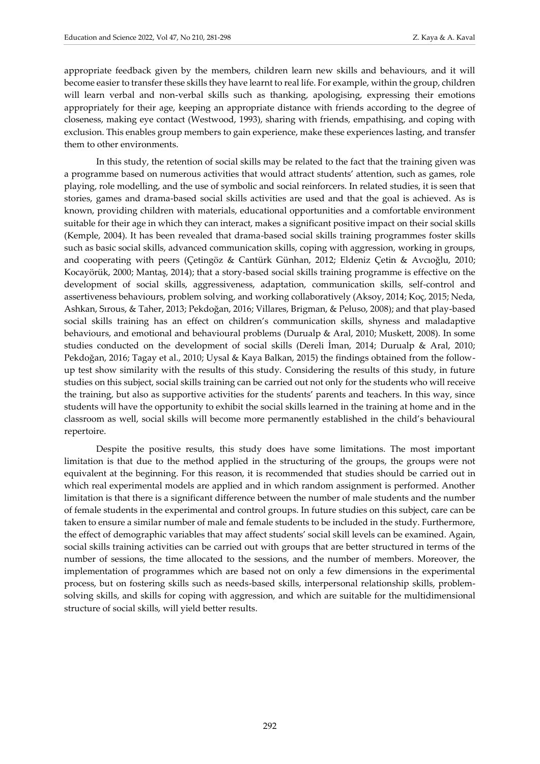appropriate feedback given by the members, children learn new skills and behaviours, and it will become easier to transfer these skills they have learnt to real life. For example, within the group, children will learn verbal and non-verbal skills such as thanking, apologising, expressing their emotions appropriately for their age, keeping an appropriate distance with friends according to the degree of closeness, making eye contact (Westwood, 1993), sharing with friends, empathising, and coping with exclusion. This enables group members to gain experience, make these experiences lasting, and transfer them to other environments.

In this study, the retention of social skills may be related to the fact that the training given was a programme based on numerous activities that would attract students' attention, such as games, role playing, role modelling, and the use of symbolic and social reinforcers. In related studies, it is seen that stories, games and drama-based social skills activities are used and that the goal is achieved. As is known, providing children with materials, educational opportunities and a comfortable environment suitable for their age in which they can interact, makes a significant positive impact on their social skills (Kemple, 2004). It has been revealed that drama-based social skills training programmes foster skills such as basic social skills, advanced communication skills, coping with aggression, working in groups, and cooperating with peers (Çetingöz & Cantürk Günhan, 2012; Eldeniz Çetin & Avcıoğlu, 2010; Kocayörük, 2000; Mantaş, 2014); that a story-based social skills training programme is effective on the development of social skills, aggressiveness, adaptation, communication skills, self-control and assertiveness behaviours, problem solving, and working collaboratively (Aksoy, 2014; Koç, 2015; Neda, Ashkan, Sırous, & Taher, 2013; Pekdoğan, 2016; Villares, Brigman, & Peluso, 2008); and that play-based social skills training has an effect on children's communication skills, shyness and maladaptive behaviours, and emotional and behavioural problems (Durualp & Aral, 2010; Muskett, 2008). In some studies conducted on the development of social skills (Dereli İman, 2014; Durualp & Aral, 2010; Pekdoğan, 2016; Tagay et al., 2010; Uysal & Kaya Balkan, 2015) the findings obtained from the follow-up test show similarity with the results of this study. Considering the results of this study, in future studies on this subject, social skills training can be carried out not only for the students who will receive the training, but also as supportive activities for the students' parents and teachers. In this way, since students will have the opportunity to exhibit the social skills learned in the training at home and in the classroom as well, social skills will become more permanently established in the child's behavioural repertoire.

Despite the positive results, this study does have some limitations. The most important limitation is that due to the method applied in the structuring of the groups, the groups were not equivalent at the beginning. For this reason, it is recommended that studies should be carried out in which real experimental models are applied and in which random assignment is performed. Another limitation is that there is a significant difference between the number of male students and the number of female students in the experimental and control groups. In future studies on this subject, care can be taken to ensure a similar number of male and female students to be included in the study. Furthermore, the effect of demographic variables that may affect students' social skill levels can be examined. Again, social skills training activities can be carried out with groups that are better structured in terms of the number of sessions, the time allocated to the sessions, and the number of members. Moreover, the implementation of programmes which are based not on only a few dimensions in the experimental process, but on fostering skills such as needs-based skills, interpersonal relationship skills, problem-solving skills, and skills for coping with aggression, and which are suitable for the multidimensional structure of social skills, will yield better results.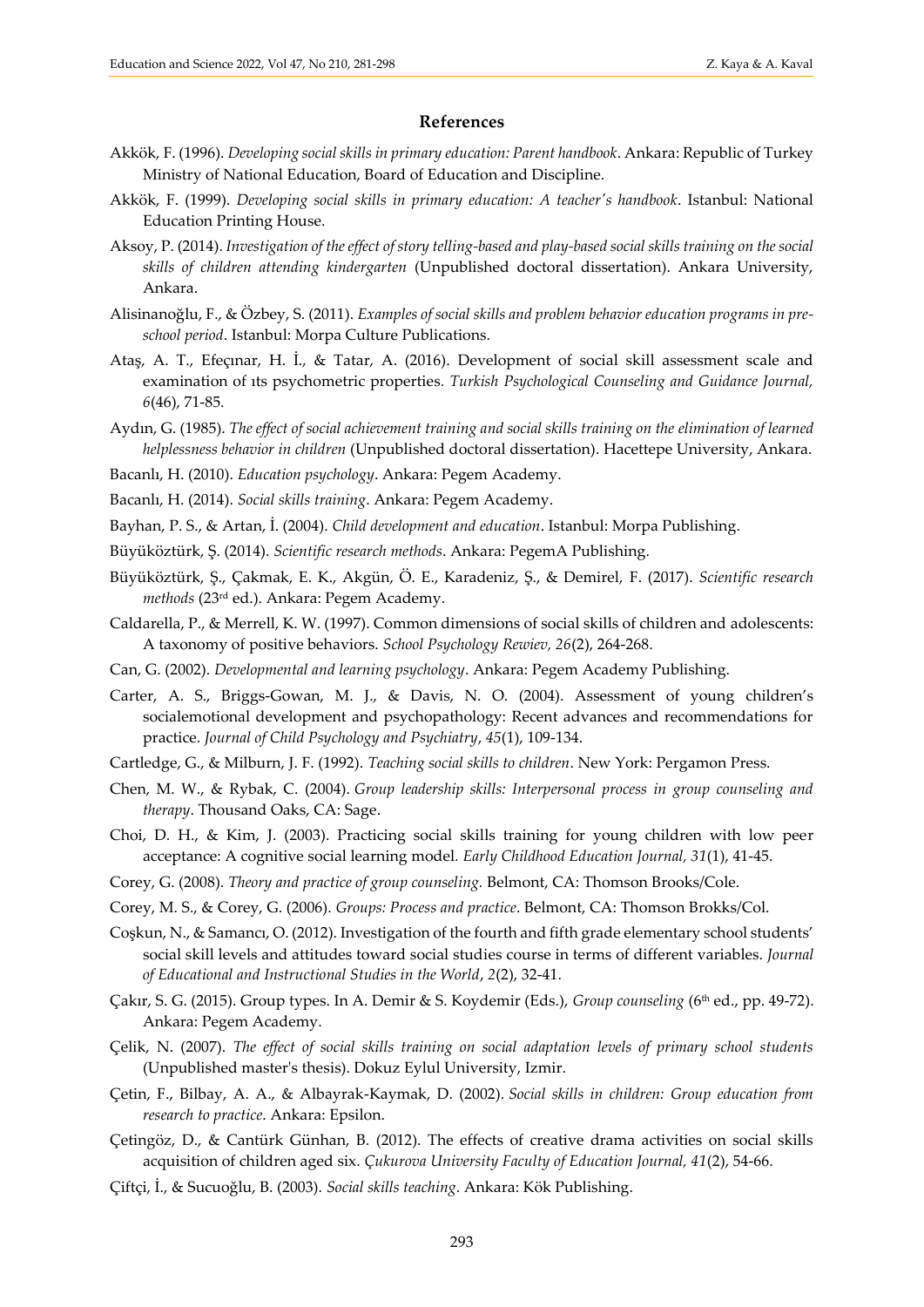## References

Akkök, F. (1996). *Developing social skills in primary education: Parent handbook*. Ankara: Republic of Turkey Ministry of National Education, Board of Education and Discipline.

Akkök, F. (1999). *Developing social skills in primary education: A teacher's handbook*. Istanbul: National Education Printing House.

Aksoy, P. (2014). *Investigation of the effect of story telling-based and play-based social skills training on the social skills of children attending kindergarten* (Unpublished doctoral dissertation). Ankara University, Ankara.

Alisinanoğlu, F., & Özbey, S. (2011). *Examples of social skills and problem behavior education programs in pre-school period*. Istanbul: Morpa Culture Publications.

Ataş, A. T., Efeçınar, H. İ., & Tatar, A. (2016). Development of social skill assessment scale and examination of ıts psychometric properties. *Turkish Psychological Counseling and Guidance Journal, 6*(46), 71-85.

Aydın, G. (1985). *The effect of social achievement training and social skills training on the elimination of learned helplessness behavior in children* (Unpublished doctoral dissertation). Hacettepe University, Ankara.

Bacanlı, H. (2010). *Education psychology*. Ankara: Pegem Academy.

Bacanlı, H. (2014). *Social skills training*. Ankara: Pegem Academy.

Bayhan, P. S., & Artan, İ. (2004). *Child development and education*. Istanbul: Morpa Publishing.

Büyüköztürk, Ş. (2014). *Scientific research methods*. Ankara: PegemA Publishing.

Büyüköztürk, Ş., Çakmak, E. K., Akgün, Ö. E., Karadeniz, Ş., & Demirel, F. (2017). *Scientific research methods* (23rd ed.). Ankara: Pegem Academy.

Caldarella, P., & Merrell, K. W. (1997). Common dimensions of social skills of children and adolescents: A taxonomy of positive behaviors. *School Psychology Rewiev, 26*(2), 264-268.

Can, G. (2002). *Developmental and learning psychology*. Ankara: Pegem Academy Publishing.

Carter, A. S., Briggs-Gowan, M. J., & Davis, N. O. (2004). Assessment of young children's socialemotional development and psychopathology: Recent advances and recommendations for practice. *Journal of Child Psychology and Psychiatry*, *45*(1), 109-134.

Cartledge, G., & Milburn, J. F. (1992). *Teaching social skills to children*. New York: Pergamon Press.

Chen, M. W., & Rybak, C. (2004). *Group leadership skills: Interpersonal process in group counseling and therapy*. Thousand Oaks, CA: Sage.

Choi, D. H., & Kim, J. (2003). Practicing social skills training for young children with low peer acceptance: A cognitive social learning model. *Early Childhood Education Journal, 31*(1), 41-45.

Corey, G. (2008). *Theory and practice of group counseling.* Belmont, CA: Thomson Brooks/Cole.

Corey, M. S., & Corey, G. (2006). *Groups: Process and practice*. Belmont, CA: Thomson Brokks/Col.

Coşkun, N., & Samancı, O. (2012). Investigation of the fourth and fifth grade elementary school students' social skill levels and attitudes toward social studies course in terms of different variables. *Journal of Educational and Instructional Studies in the World*, *2*(2), 32-41.

Çakır, S. G. (2015). Group types. In A. Demir & S. Koydemir (Eds.), *Group counseling* (6th ed., pp. 49-72). Ankara: Pegem Academy.

Çelik, N. (2007). *The effect of social skills training on social adaptation levels of primary school students* (Unpublished master's thesis). Dokuz Eylul University, Izmir.

Çetin, F., Bilbay, A. A., & Albayrak-Kaymak, D. (2002). *Social skills in children: Group education from research to practice*. Ankara: Epsilon.

Çetingöz, D., & Cantürk Günhan, B. (2012). The effects of creative drama activities on social skills acquisition of children aged six. *Çukurova University Faculty of Education Journal, 41*(2), 54-66.

Çiftçi, İ., & Sucuoğlu, B. (2003). *Social skills teaching*. Ankara: Kök Publishing.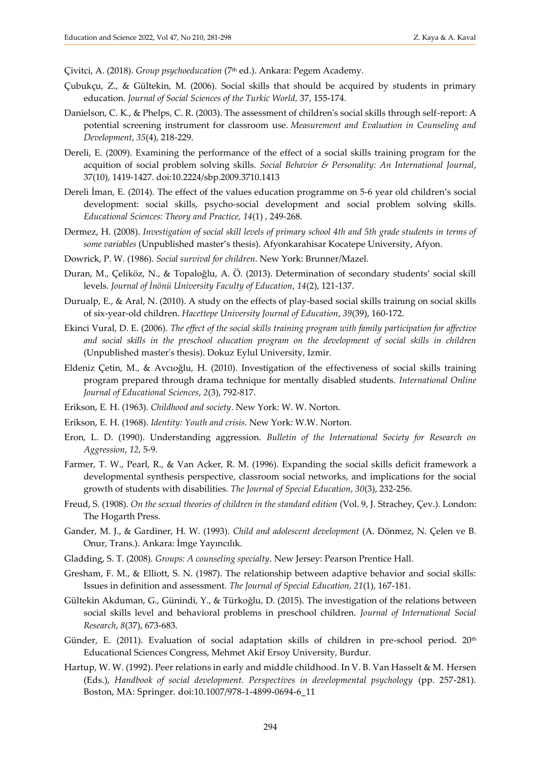Çivitci, A. (2018). *Group psychoeducation* (7th ed.). Ankara: Pegem Academy.

Çubukçu, Z., & Gültekin, M. (2006). Social skills that should be acquired by students in primary education. *Journal of Social Sciences of the Turkic World,* 37, 155-174.

Danielson, C. K., & Phelps, C. R. (2003). The assessment of children's social skills through self-report: A potential screening instrument for classroom use. *Measurement and Evaluation in Counseling and Development*, *35*(4), 218-229.

Dereli, E. (2009). Examining the performance of the effect of a social skills training program for the acquition of social problem solving skills. *Social Behavior & Personality: An International Journal*, 37(10), 1419-1427. doi:10.2224/sbp.2009.3710.1413

Dereli İman, E. (2014). The effect of the values education programme on 5-6 year old children's social development: social skills, psycho-social development and social problem solving skills. *Educational Sciences: Theory and Practice, 14*(1) , 249-268.

Dermez, H. (2008). *Investigation of social skill levels of primary school 4th and 5th grade students in terms of some variables* (Unpublished master's thesis). Afyonkarahisar Kocatepe University, Afyon.

Dowrick, P. W. (1986). *Social survival for children*. New York: Brunner/Mazel.

Duran, M., Çeliköz, N., & Topaloğlu, A. Ö. (2013). Determination of secondary students' social skill levels. *Journal of İnönü University Faculty of Education*, *14*(2), 121-137.

Durualp, E., & Aral, N. (2010). A study on the effects of play-based social skills traınıng on social skills of six-year-old children. *Hacettepe University Journal of Education*, *39*(39), 160-172.

Ekinci Vural, D. E. (2006). *The effect of the social skills training program with family participation for affective and social skills in the preschool education program on the development of social skills in children* (Unpublished master's thesis). Dokuz Eylul University, Izmir.

Eldeniz Çetin, M., & Avcıoğlu, H. (2010). Investigation of the effectiveness of social skills training program prepared through drama technique for mentally disabled students. *International Online Journal of Educational Sciences*, *2*(3), 792-817.

Erikson, E. H. (1963). *Childhood and society*. New York: W. W. Norton.

Erikson, E. H. (1968). *Identity: Youth and crisis*. New York: W.W. Norton.

Eron, L. D. (1990). Understanding aggression. *Bulletin of the International Society for Research on Aggression*, *12*, 5-9.

Farmer, T. W., Pearl, R., & Van Acker, R. M. (1996). Expanding the social skills deficit framework a developmental synthesis perspective, classroom social networks, and implications for the social growth of students with disabilities. *The Journal of Special Education*, *30*(3), 232-256.

Freud, S. (1908). *On the sexual theories of children in the standard edition* (Vol. 9, J. Strachey, Çev.). London: The Hogarth Press.

Gander, M. J., & Gardiner, H. W. (1993). *Child and adolescent development* (A. Dönmez, N. Çelen ve B. Onur, Trans.). Ankara: İmge Yayıncılık.

Gladding, S. T. (2008). *Groups: A counseling specialty*. New Jersey: Pearson Prentice Hall.

Gresham, F. M., & Elliott, S. N. (1987). The relationship between adaptive behavior and social skills: Issues in definition and assessment. *The Journal of Special Education*, *21*(1), 167-181.

Gültekin Akduman, G., Günindi, Y., & Türkoğlu, D. (2015). The investigation of the relations between social skills level and behavioral problems in preschool children. *Journal of International Social Research*, *8*(37), 673-683.

Günder, E. (2011). Evaluation of social adaptation skills of children in pre-school period. 20th Educational Sciences Congress, Mehmet Akif Ersoy University, Burdur.

Hartup, W. W. (1992). Peer relations in early and middle childhood. In V. B. Van Hasselt & M. Hersen (Eds.), *Handbook of social development. Perspectives in developmental psychology* (pp. 257-281). Boston, MA: Springer. doi:10.1007/978-1-4899-0694-6_11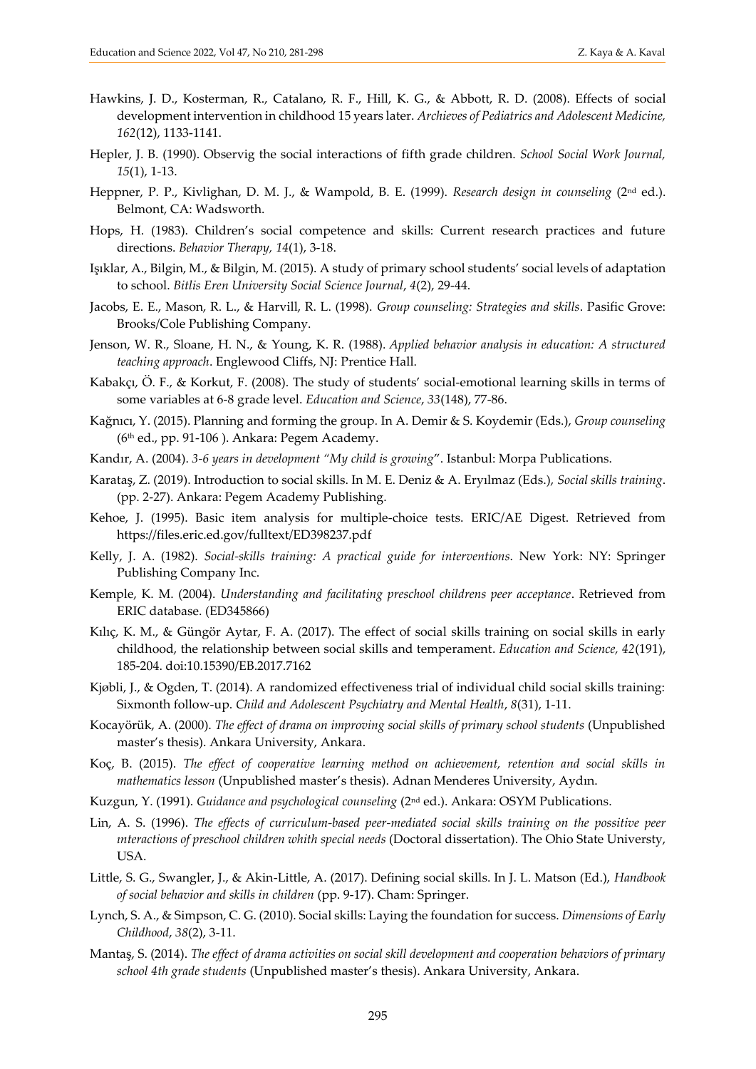Hawkins, J. D., Kosterman, R., Catalano, R. F., Hill, K. G., & Abbott, R. D. (2008). Effects of social development intervention in childhood 15 years later. *Archieves of Pediatrics and Adolescent Medicine, 162*(12), 1133-1141.

Hepler, J. B. (1990). Observig the social interactions of fifth grade children. *School Social Work Journal, 15*(1), 1-13.

Heppner, P. P., Kivlighan, D. M. J., & Wampold, B. E. (1999). *Research design in counseling* (2nd ed.). Belmont, CA: Wadsworth.

Hops, H. (1983). Children's social competence and skills: Current research practices and future directions. *Behavior Therapy, 14*(1), 3-18.

Işıklar, A., Bilgin, M., & Bilgin, M. (2015). A study of primary school students' social levels of adaptation to school. *Bitlis Eren University Social Science Journal*, *4*(2), 29-44.

Jacobs, E. E., Mason, R. L., & Harvill, R. L. (1998). *Group counseling: Strategies and skills*. Pasific Grove: Brooks/Cole Publishing Company.

Jenson, W. R., Sloane, H. N., & Young, K. R. (1988). *Applied behavior analysis in education: A structured teaching approach*. Englewood Cliffs, NJ: Prentice Hall.

Kabakçı, Ö. F., & Korkut, F. (2008). The study of students' social-emotional learning skills in terms of some variables at 6-8 grade level. *Education and Science*, *33*(148), 77-86.

Kağnıcı, Y. (2015). Planning and forming the group. In A. Demir & S. Koydemir (Eds.), *Group counseling* (6th ed., pp. 91-106 ). Ankara: Pegem Academy.

Kandır, A. (2004). *3-6 years in development "My child is growing*". Istanbul: Morpa Publications.

Karataş, Z. (2019). Introduction to social skills. In M. E. Deniz & A. Eryılmaz (Eds.), *Social skills training*. (pp. 2-27). Ankara: Pegem Academy Publishing.

Kehoe, J. (1995). Basic item analysis for multiple-choice tests. ERIC/AE Digest. Retrieved from https://files.eric.ed.gov/fulltext/ED398237.pdf

Kelly, J. A. (1982). *Social-skills training: A practical guide for interventions*. New York: NY: Springer Publishing Company Inc.

Kemple, K. M. (2004). *Understanding and facilitating preschool childrens peer acceptance*. Retrieved from ERIC database. (ED345866)

Kılıç, K. M., & Güngör Aytar, F. A. (2017). The effect of social skills training on social skills in early childhood, the relationship between social skills and temperament. *Education and Science, 42*(191), 185-204. doi:10.15390/EB.2017.7162

Kjøbli, J., & Ogden, T. (2014). A randomized effectiveness trial of individual child social skills training: Sixmonth follow-up. *Child and Adolescent Psychiatry and Mental Health*, *8*(31), 1-11.

Kocayörük, A. (2000). *The effect of drama on improving social skills of primary school students* (Unpublished master's thesis). Ankara University, Ankara.

Koç, B. (2015). *The effect of cooperative learning method on achievement, retention and social skills in mathematics lesson* (Unpublished master's thesis). Adnan Menderes University, Aydın.

Kuzgun, Y. (1991). *Guidance and psychological counseling* (2nd ed.). Ankara: OSYM Publications.

Lin, A. S. (1996). *The effects of curriculum-based peer-mediated social skills training on the possitive peer ınteractions of preschool children whith special needs* (Doctoral dissertation). The Ohio State Universty, USA.

Little, S. G., Swangler, J., & Akin-Little, A. (2017). Defining social skills. In J. L. Matson (Ed.), *Handbook of social behavior and skills in children* (pp. 9-17). Cham: Springer.

Lynch, S. A., & Simpson, C. G. (2010). Social skills: Laying the foundation for success. *Dimensions of Early Childhood*, *38*(2), 3-11.

Mantaş, S. (2014). *The effect of drama activities on social skill development and cooperation behaviors of primary school 4th grade students* (Unpublished master's thesis). Ankara University, Ankara.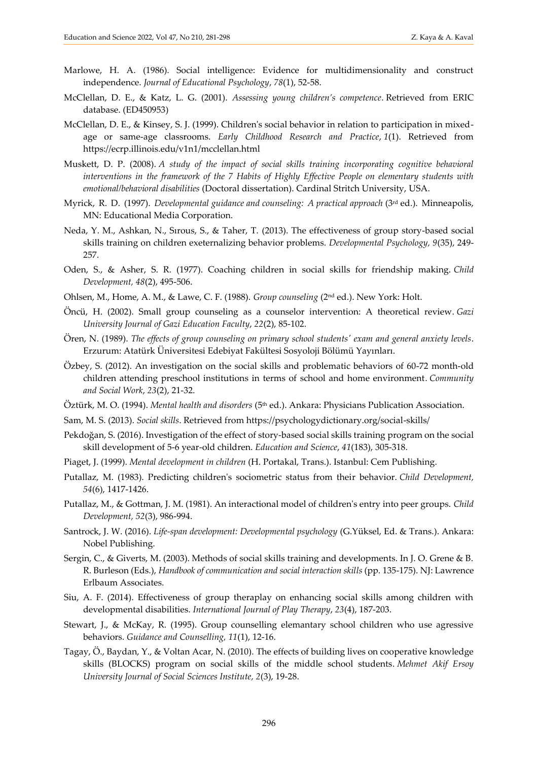Marlowe, H. A. (1986). Social intelligence: Evidence for multidimensionality and construct independence. *Journal of Educational Psychology*, *78*(1), 52-58.

McClellan, D. E., & Katz, L. G. (2001). *Assessing young children's competence*. Retrieved from ERIC database. (ED450953)

McClellan, D. E., & Kinsey, S. J. (1999). Children's social behavior in relation to participation in mixed-age or same-age classrooms. *Early Childhood Research and Practice*, *1*(1). Retrieved from https://ecrp.illinois.edu/v1n1/mcclellan.html

Muskett, D. P. (2008). *A study of the impact of social skills training incorporating cognitive behavioral interventions in the framework of the 7 Habits of Highly Effective People on elementary students with emotional/behavioral disabilities* (Doctoral dissertation). Cardinal Stritch University, USA.

Myrick, R. D. (1997). *Developmental guidance and counseling: A practical approach* (3rd ed.). Minneapolis, MN: Educational Media Corporation.

Neda, Y. M., Ashkan, N., Sırous, S., & Taher, T. (2013). The effectiveness of group story-based social skills training on children exeternalizing behavior problems. *Developmental Psychology, 9*(35), 249-257.

Oden, S., & Asher, S. R. (1977). Coaching children in social skills for friendship making. *Child Development, 48*(2), 495-506.

Ohlsen, M., Home, A. M., & Lawe, C. F. (1988). *Group counseling* (2nd ed.). New York: Holt.

Öncü, H. (2002). Small group counseling as a counselor intervention: A theoretical review. *Gazi University Journal of Gazi Education Faculty*, *22*(2), 85-102.

Ören, N. (1989). *The effects of group counseling on primary school students' exam and general anxiety levels*. Erzurum: Atatürk Üniversitesi Edebiyat Fakültesi Sosyoloji Bölümü Yayınları.

Özbey, S. (2012). An investigation on the social skills and problematic behaviors of 60-72 month-old children attending preschool institutions in terms of school and home environment. *Community and Social Work*, *23*(2), 21-32.

Öztürk, M. O. (1994). *Mental health and disorders* (5th ed.). Ankara: Physicians Publication Association.

Sam, M. S. (2013). *Social skills*. Retrieved from https://psychologydictionary.org/social-skills/

Pekdoğan, S. (2016). Investigation of the effect of story-based social skills training program on the social skill development of 5-6 year-old children. *Education and Science*, *41*(183), 305-318.

Piaget, J. (1999). *Mental development in children* (H. Portakal, Trans.). Istanbul: Cem Publishing.

Putallaz, M. (1983). Predicting children's sociometric status from their behavior. *Child Development, 54*(6), 1417-1426.

Putallaz, M., & Gottman, J. M. (1981). An interactional model of children's entry into peer groups. *Child Development, 52*(3), 986-994.

Santrock, J. W. (2016). *Life-span development: Developmental psychology* (G.Yüksel, Ed. & Trans.). Ankara: Nobel Publishing.

Sergin, C., & Giverts, M. (2003). Methods of social skills training and developments. In J. O. Grene & B. R. Burleson (Eds.), *Handbook of communication and social interaction skills* (pp. 135-175). NJ: Lawrence Erlbaum Associates.

Siu, A. F. (2014). Effectiveness of group theraplay on enhancing social skills among children with developmental disabilities. *International Journal of Play Therapy*, *23*(4), 187-203.

Stewart, J., & McKay, R. (1995). Group counselling elemantary school children who use agressive behaviors. *Guidance and Counselling, 11*(1), 12-16.

Tagay, Ö., Baydan, Y., & Voltan Acar, N. (2010). The effects of building lives on cooperative knowledge skills (BLOCKS) program on social skills of the middle school students. *Mehmet Akif Ersoy University Journal of Social Sciences Institute, 2*(3), 19-28.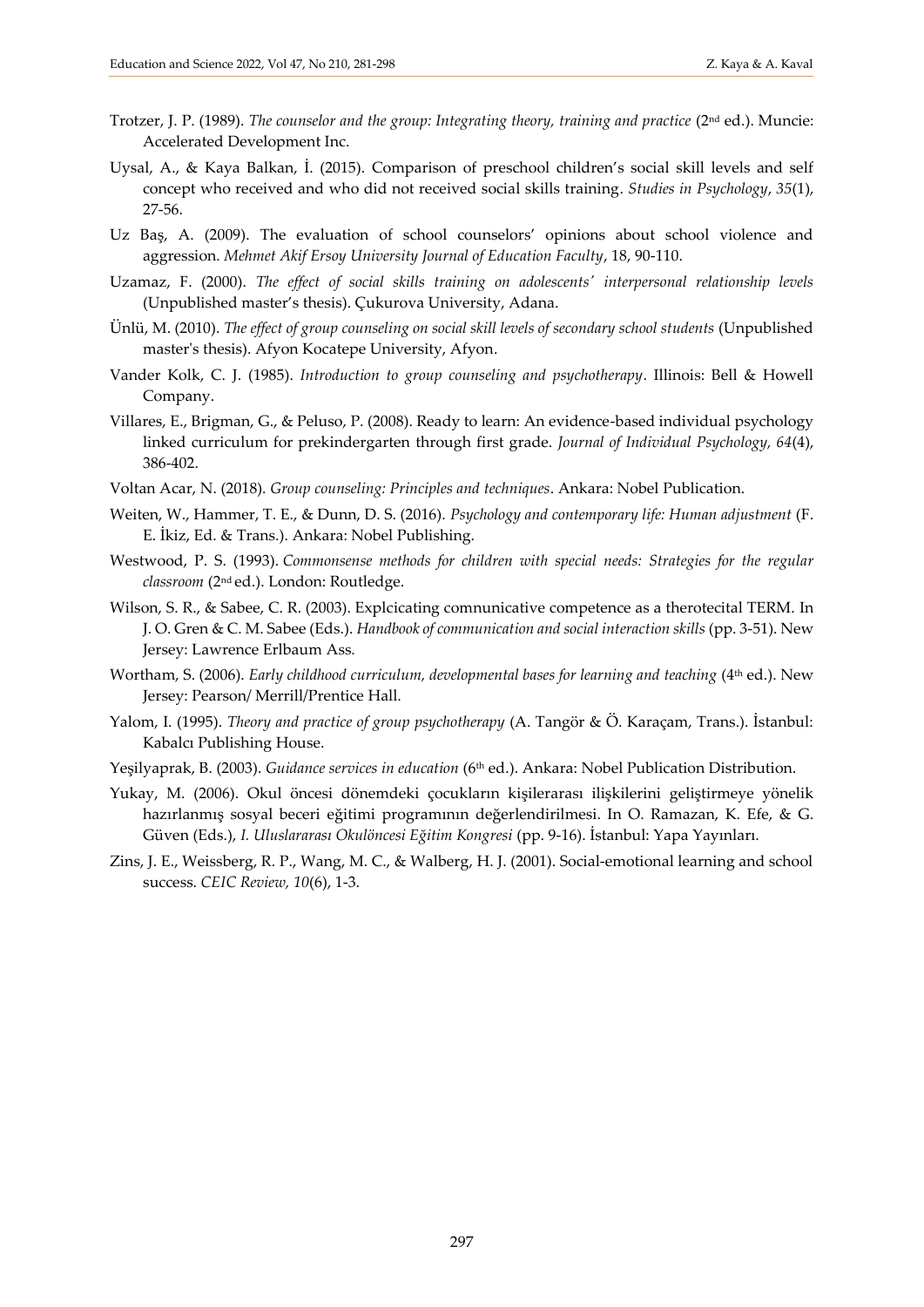Trotzer, J. P. (1989). *The counselor and the group: Integrating theory, training and practice* (2nd ed.). Muncie: Accelerated Development Inc.

Uysal, A., & Kaya Balkan, İ. (2015). Comparison of preschool children's social skill levels and self concept who received and who did not received social skills training. *Studies in Psychology*, *35*(1), 27-56.

Uz Baş, A. (2009). The evaluation of school counselors' opinions about school violence and aggression. *Mehmet Akif Ersoy University Journal of Education Faculty*, 18, 90-110.

Uzamaz, F. (2000). *The effect of social skills training on adolescents' interpersonal relationship levels* (Unpublished master's thesis). Çukurova University, Adana.

Ünlü, M. (2010). *The effect of group counseling on social skill levels of secondary school students* (Unpublished master's thesis). Afyon Kocatepe University, Afyon.

Vander Kolk, C. J. (1985). *Introduction to group counseling and psychotherapy*. Illinois: Bell & Howell Company.

Villares, E., Brigman, G., & Peluso, P. (2008). Ready to learn: An evidence-based individual psychology linked curriculum for prekindergarten through first grade. *Journal of Individual Psychology, 64*(4), 386-402.

Voltan Acar, N. (2018). *Group counseling: Principles and techniques*. Ankara: Nobel Publication.

Weiten, W., Hammer, T. E., & Dunn, D. S. (2016). *Psychology and contemporary life: Human adjustment* (F. E. İkiz, Ed. & Trans.). Ankara: Nobel Publishing.

Westwood, P. S. (1993). *Commonsense methods for children with special needs: Strategies for the regular classroom* (2nd ed.). London: Routledge.

Wilson, S. R., & Sabee, C. R. (2003). Explcicating comnunicative competence as a therotecital TERM. In J. O. Gren & C. M. Sabee (Eds.). *Handbook of communication and social interaction skills* (pp. 3-51). New Jersey: Lawrence Erlbaum Ass.

Wortham, S. (2006). *Early childhood curriculum, developmental bases for learning and teaching* (4th ed.). New Jersey: Pearson/ Merrill/Prentice Hall.

Yalom, I. (1995). *Theory and practice of group psychotherapy* (A. Tangör & Ö. Karaçam, Trans.). İstanbul: Kabalcı Publishing House.

Yeşilyaprak, B. (2003). *Guidance services in education* (6th ed.). Ankara: Nobel Publication Distribution.

Yukay, M. (2006). Okul öncesi dönemdeki çocukların kişilerarası ilişkilerini geliştirmeye yönelik hazırlanmış sosyal beceri eğitimi programının değerlendirilmesi. In O. Ramazan, K. Efe, & G. Güven (Eds.), *I. Uluslararası Okulöncesi Eğitim Kongresi* (pp. 9-16). İstanbul: Yapa Yayınları.

Zins, J. E., Weissberg, R. P., Wang, M. C., & Walberg, H. J. (2001). Social-emotional learning and school success. *CEIC Review, 10*(6), 1-3.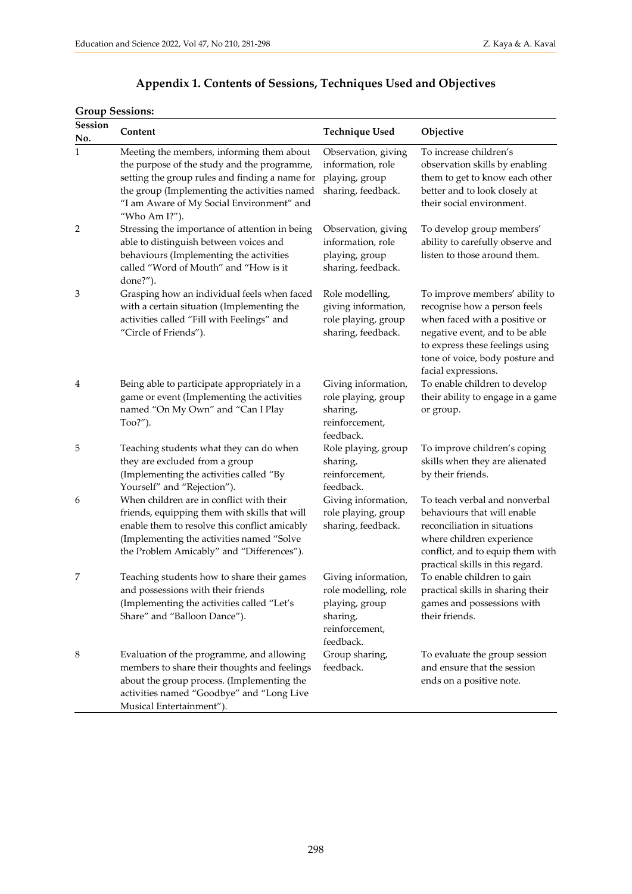## Appendix 1. Contents of Sessions, Techniques Used and Objectives

**Group Sessions:**

| Session No. | Content | Technique Used | Objective |
|---|---|---|---|
| 1 | Meeting the members, informing them about the purpose of the study and the programme, setting the group rules and finding a name for the group (Implementing the activities named "I am Aware of My Social Environment" and "Who Am I?"). | Observation, giving information, role playing, group sharing, feedback. | To increase children's observation skills by enabling them to get to know each other better and to look closely at their social environment. |
| 2 | Stressing the importance of attention in being able to distinguish between voices and behaviours (Implementing the activities called "Word of Mouth" and "How is it done?"). | Observation, giving information, role playing, group sharing, feedback. | To develop group members' ability to carefully observe and listen to those around them. |
| 3 | Grasping how an individual feels when faced with a certain situation (Implementing the activities called "Fill with Feelings" and "Circle of Friends"). | Role modelling, giving information, role playing, group sharing, feedback. | To improve members' ability to recognise how a person feels when faced with a positive or negative event, and to be able to express these feelings using tone of voice, body posture and facial expressions. |
| 4 | Being able to participate appropriately in a game or event (Implementing the activities named "On My Own" and "Can I Play Too?"). | Giving information, role playing, group sharing, reinforcement, feedback. | To enable children to develop their ability to engage in a game or group. |
| 5 | Teaching students what they can do when they are excluded from a group (Implementing the activities called "By Yourself" and "Rejection"). | Role playing, group sharing, reinforcement, feedback. | To improve children's coping skills when they are alienated by their friends. |
| 6 | When children are in conflict with their friends, equipping them with skills that will enable them to resolve this conflict amicably (Implementing the activities named "Solve the Problem Amicably" and "Differences"). | Giving information, role playing, group sharing, feedback. | To teach verbal and nonverbal behaviours that will enable reconciliation in situations where children experience conflict, and to equip them with practical skills in this regard. |
| 7 | Teaching students how to share their games and possessions with their friends (Implementing the activities called "Let's Share" and "Balloon Dance"). | Giving information, role modelling, role playing, group sharing, reinforcement, feedback. | To enable children to gain practical skills in sharing their games and possessions with their friends. |
| 8 | Evaluation of the programme, and allowing members to share their thoughts and feelings about the group process. (Implementing the activities named "Goodbye" and "Long Live Musical Entertainment"). | Group sharing, feedback. | To evaluate the group session and ensure that the session ends on a positive note. |